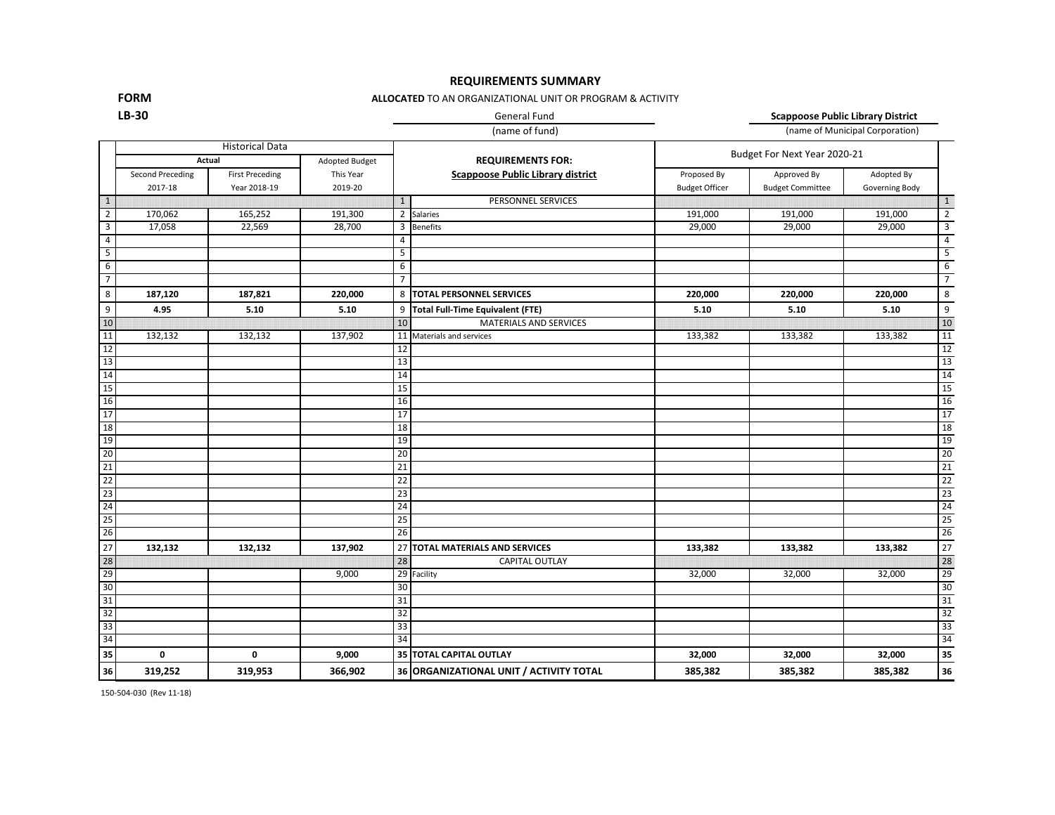## REQUIREMENTS SUMMARY

**FORM**
**LB-30**

**ALLOCATED** TO AN ORGANIZATIONAL UNIT OR PROGRAM & ACTIVITY

General Fund
(name of fund)

**Scappoose Public Library District**
(name of Municipal Corporation)

| | Historical Data | | | | | Budget For Next Year 2020-21 | | | |
|---|---|---|---|---|---|---|---|---|---|
| | **Actual** | | Adopted Budget | | **REQUIREMENTS FOR:** | | | | |
| | Second Preceding 2017-18 | First Preceding Year 2018-19 | This Year 2019-20 | | **Scappoose Public Library district** | Proposed By Budget Officer | Approved By Budget Committee | Adopted By Governing Body | |
| 1 | | | | 1 | PERSONNEL SERVICES | | | | 1 |
| 2 | 170,062 | 165,252 | 191,300 | 2 | Salaries | 191,000 | 191,000 | 191,000 | 2 |
| 3 | 17,058 | 22,569 | 28,700 | 3 | Benefits | 29,000 | 29,000 | 29,000 | 3 |
| 4 | | | | 4 | | | | | 4 |
| 5 | | | | 5 | | | | | 5 |
| 6 | | | | 6 | | | | | 6 |
| 7 | | | | 7 | | | | | 7 |
| 8 | **187,120** | **187,821** | **220,000** | 8 | **TOTAL PERSONNEL SERVICES** | **220,000** | **220,000** | **220,000** | 8 |
| 9 | **4.95** | **5.10** | **5.10** | 9 | **Total Full-Time Equivalent (FTE)** | **5.10** | **5.10** | **5.10** | 9 |
| 10 | | | | 10 | MATERIALS AND SERVICES | | | | 10 |
| 11 | 132,132 | 132,132 | 137,902 | 11 | Materials and services | 133,382 | 133,382 | 133,382 | 11 |
| 12 | | | | 12 | | | | | 12 |
| 13 | | | | 13 | | | | | 13 |
| 14 | | | | 14 | | | | | 14 |
| 15 | | | | 15 | | | | | 15 |
| 16 | | | | 16 | | | | | 16 |
| 17 | | | | 17 | | | | | 17 |
| 18 | | | | 18 | | | | | 18 |
| 19 | | | | 19 | | | | | 19 |
| 20 | | | | 20 | | | | | 20 |
| 21 | | | | 21 | | | | | 21 |
| 22 | | | | 22 | | | | | 22 |
| 23 | | | | 23 | | | | | 23 |
| 24 | | | | 24 | | | | | 24 |
| 25 | | | | 25 | | | | | 25 |
| 26 | | | | 26 | | | | | 26 |
| 27 | **132,132** | **132,132** | **137,902** | 27 | **TOTAL MATERIALS AND SERVICES** | **133,382** | **133,382** | **133,382** | 27 |
| 28 | | | | 28 | CAPITAL OUTLAY | | | | 28 |
| 29 | | | 9,000 | 29 | Facility | 32,000 | 32,000 | 32,000 | 29 |
| 30 | | | | 30 | | | | | 30 |
| 31 | | | | 31 | | | | | 31 |
| 32 | | | | 32 | | | | | 32 |
| 33 | | | | 33 | | | | | 33 |
| 34 | | | | 34 | | | | | 34 |
| **35** | **0** | **0** | **9,000** | **35** | **TOTAL CAPITAL OUTLAY** | **32,000** | **32,000** | **32,000** | **35** |
| **36** | **319,252** | **319,953** | **366,902** | **36** | **ORGANIZATIONAL UNIT / ACTIVITY TOTAL** | **385,382** | **385,382** | **385,382** | **36** |

150-504-030 (Rev 11-18)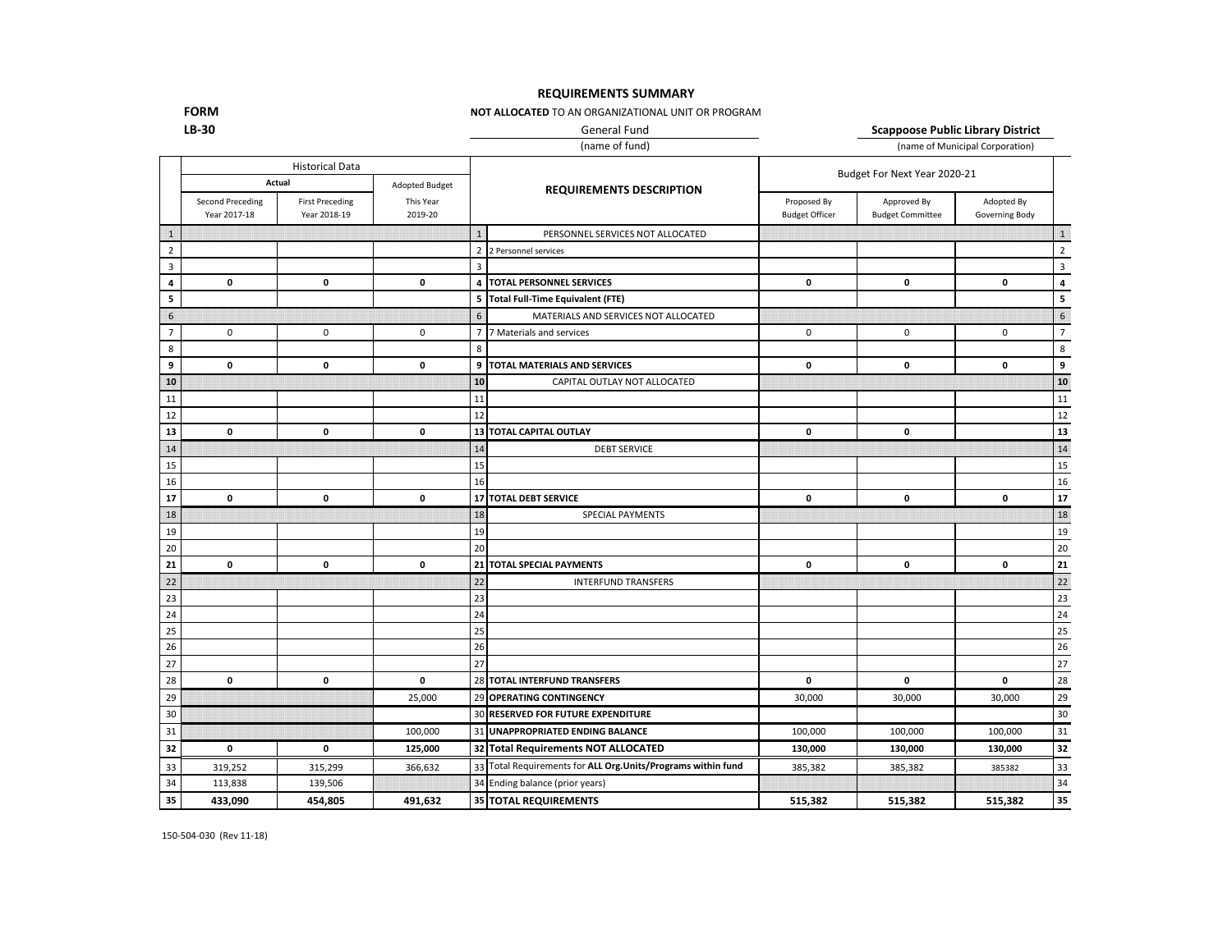## REQUIREMENTS SUMMARY

**FORM**
**LB-30**

**NOT ALLOCATED** TO AN ORGANIZATIONAL UNIT OR PROGRAM

General Fund
(name of fund)

**Scappoose Public Library District**
(name of Municipal Corporation)

| | Historical Data | | | | | Budget For Next Year 2020-21 | | | |
|---|---|---|---|---|---|---|---|---|---|
| | Actual | | Adopted Budget | | REQUIREMENTS DESCRIPTION | | | | |
| | Second Preceding Year 2017-18 | First Preceding Year 2018-19 | This Year 2019-20 | | | Proposed By Budget Officer | Approved By Budget Committee | Adopted By Governing Body | |
| 1 | | | | 1 | PERSONNEL SERVICES NOT ALLOCATED | | | | 1 |
| 2 | | | | 2 | 2 Personnel services | | | | 2 |
| 3 | | | | 3 | | | | | 3 |
| **4** | **0** | **0** | **0** | **4** | **TOTAL PERSONNEL SERVICES** | **0** | **0** | **0** | **4** |
| **5** | | | | **5** | **Total Full-Time Equivalent (FTE)** | | | | **5** |
| 6 | | | | 6 | MATERIALS AND SERVICES NOT ALLOCATED | | | | 6 |
| 7 | 0 | 0 | 0 | 7 | 7 Materials and services | 0 | 0 | 0 | 7 |
| 8 | | | | 8 | | | | | 8 |
| **9** | **0** | **0** | **0** | **9** | **TOTAL MATERIALS AND SERVICES** | **0** | **0** | **0** | **9** |
| **10** | | | | **10** | CAPITAL OUTLAY NOT ALLOCATED | | | | **10** |
| 11 | | | | 11 | | | | | 11 |
| 12 | | | | 12 | | | | | 12 |
| **13** | **0** | **0** | **0** | **13** | **TOTAL CAPITAL OUTLAY** | **0** | **0** | | **13** |
| 14 | | | | 14 | DEBT SERVICE | | | | 14 |
| 15 | | | | 15 | | | | | 15 |
| 16 | | | | 16 | | | | | 16 |
| **17** | **0** | **0** | **0** | **17** | **TOTAL DEBT SERVICE** | **0** | **0** | **0** | **17** |
| 18 | | | | 18 | SPECIAL PAYMENTS | | | | 18 |
| 19 | | | | 19 | | | | | 19 |
| 20 | | | | 20 | | | | | 20 |
| **21** | **0** | **0** | **0** | **21** | **TOTAL SPECIAL PAYMENTS** | **0** | **0** | **0** | **21** |
| 22 | | | | 22 | INTERFUND TRANSFERS | | | | 22 |
| 23 | | | | 23 | | | | | 23 |
| 24 | | | | 24 | | | | | 24 |
| 25 | | | | 25 | | | | | 25 |
| 26 | | | | 26 | | | | | 26 |
| 27 | | | | 27 | | | | | 27 |
| 28 | **0** | **0** | **0** | 28 | **TOTAL INTERFUND TRANSFERS** | **0** | **0** | **0** | 28 |
| 29 | | | 25,000 | 29 | **OPERATING CONTINGENCY** | 30,000 | 30,000 | 30,000 | 29 |
| 30 | | | | 30 | **RESERVED FOR FUTURE EXPENDITURE** | | | | 30 |
| 31 | | | 100,000 | 31 | **UNAPPROPRIATED ENDING BALANCE** | 100,000 | 100,000 | 100,000 | 31 |
| **32** | **0** | **0** | **125,000** | **32** | **Total Requirements NOT ALLOCATED** | **130,000** | **130,000** | **130,000** | **32** |
| 33 | 319,252 | 315,299 | 366,632 | 33 | Total Requirements for **ALL Org.Units/Programs within fund** | 385,382 | 385,382 | 385382 | 33 |
| 34 | 113,838 | 139,506 | | 34 | Ending balance (prior years) | | | | 34 |
| **35** | **433,090** | **454,805** | **491,632** | **35** | **TOTAL REQUIREMENTS** | **515,382** | **515,382** | **515,382** | **35** |

150-504-030 (Rev 11-18)